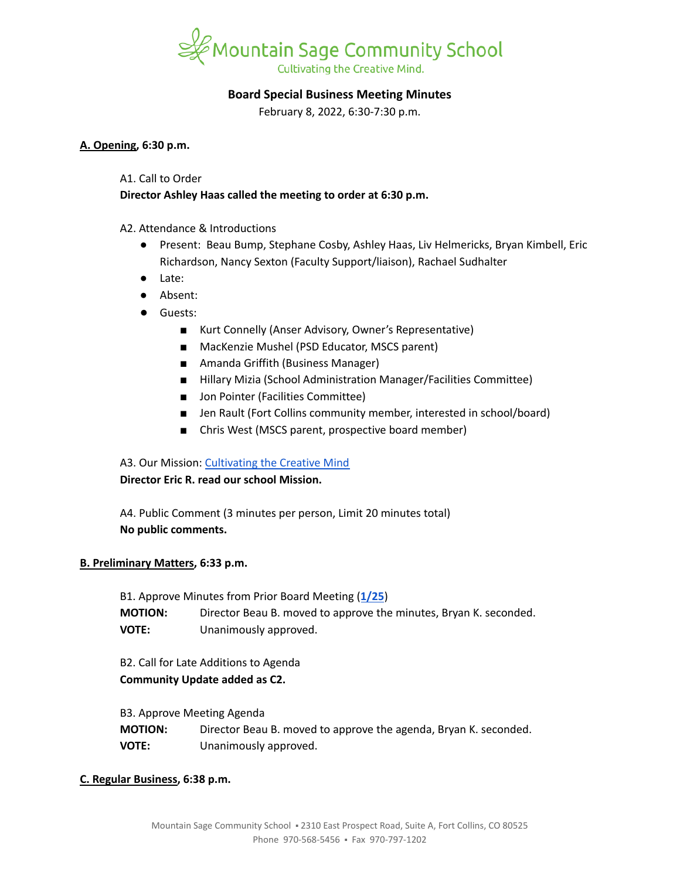Mountain Sage Community School
Cultivating the Creative Mind.

**Board Special Business Meeting Minutes**

February 8, 2022, 6:30-7:30 p.m.

**A. Opening, 6:30 p.m.**

A1. Call to Order

**Director Ashley Haas called the meeting to order at 6:30 p.m.**

A2. Attendance & Introductions

- Present: Beau Bump, Stephane Cosby, Ashley Haas, Liv Helmericks, Bryan Kimbell, Eric Richardson, Nancy Sexton (Faculty Support/liaison), Rachael Sudhalter
- Late:
- Absent:
- Guests:
  - Kurt Connelly (Anser Advisory, Owner's Representative)
  - MacKenzie Mushel (PSD Educator, MSCS parent)
  - Amanda Griffith (Business Manager)
  - Hillary Mizia (School Administration Manager/Facilities Committee)
  - Jon Pointer (Facilities Committee)
  - Jen Rault (Fort Collins community member, interested in school/board)
  - Chris West (MSCS parent, prospective board member)

A3. Our Mission: Cultivating the Creative Mind

**Director Eric R. read our school Mission.**

A4. Public Comment (3 minutes per person, Limit 20 minutes total)

**No public comments.**

**B. Preliminary Matters, 6:33 p.m.**

B1. Approve Minutes from Prior Board Meeting (**1/25**)

**MOTION:** Director Beau B. moved to approve the minutes, Bryan K. seconded.

**VOTE:** Unanimously approved.

B2. Call for Late Additions to Agenda

**Community Update added as C2.**

B3. Approve Meeting Agenda

**MOTION:** Director Beau B. moved to approve the agenda, Bryan K. seconded.

**VOTE:** Unanimously approved.

**C. Regular Business, 6:38 p.m.**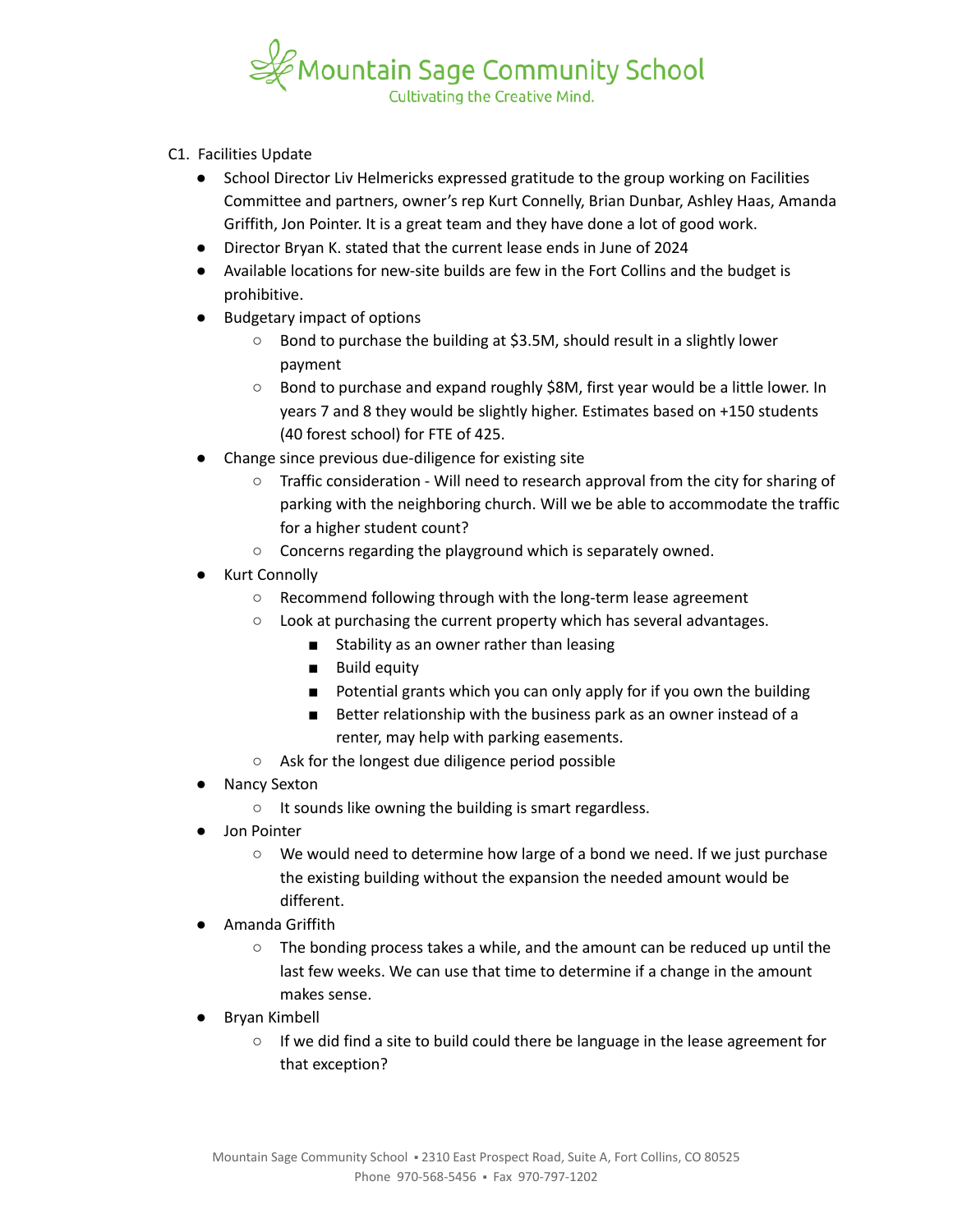C1. Facilities Update

- School Director Liv Helmericks expressed gratitude to the group working on Facilities Committee and partners, owner's rep Kurt Connelly, Brian Dunbar, Ashley Haas, Amanda Griffith, Jon Pointer. It is a great team and they have done a lot of good work.
- Director Bryan K. stated that the current lease ends in June of 2024
- Available locations for new-site builds are few in the Fort Collins and the budget is prohibitive.
- Budgetary impact of options
  - Bond to purchase the building at $3.5M, should result in a slightly lower payment
  - Bond to purchase and expand roughly $8M, first year would be a little lower. In years 7 and 8 they would be slightly higher. Estimates based on +150 students (40 forest school) for FTE of 425.
- Change since previous due-diligence for existing site
  - Traffic consideration - Will need to research approval from the city for sharing of parking with the neighboring church. Will we be able to accommodate the traffic for a higher student count?
  - Concerns regarding the playground which is separately owned.
- Kurt Connolly
  - Recommend following through with the long-term lease agreement
  - Look at purchasing the current property which has several advantages.
    - Stability as an owner rather than leasing
    - Build equity
    - Potential grants which you can only apply for if you own the building
    - Better relationship with the business park as an owner instead of a renter, may help with parking easements.
  - Ask for the longest due diligence period possible
- Nancy Sexton
  - It sounds like owning the building is smart regardless.
- Jon Pointer
  - We would need to determine how large of a bond we need. If we just purchase the existing building without the expansion the needed amount would be different.
- Amanda Griffith
  - The bonding process takes a while, and the amount can be reduced up until the last few weeks. We can use that time to determine if a change in the amount makes sense.
- Bryan Kimbell
  - If we did find a site to build could there be language in the lease agreement for that exception?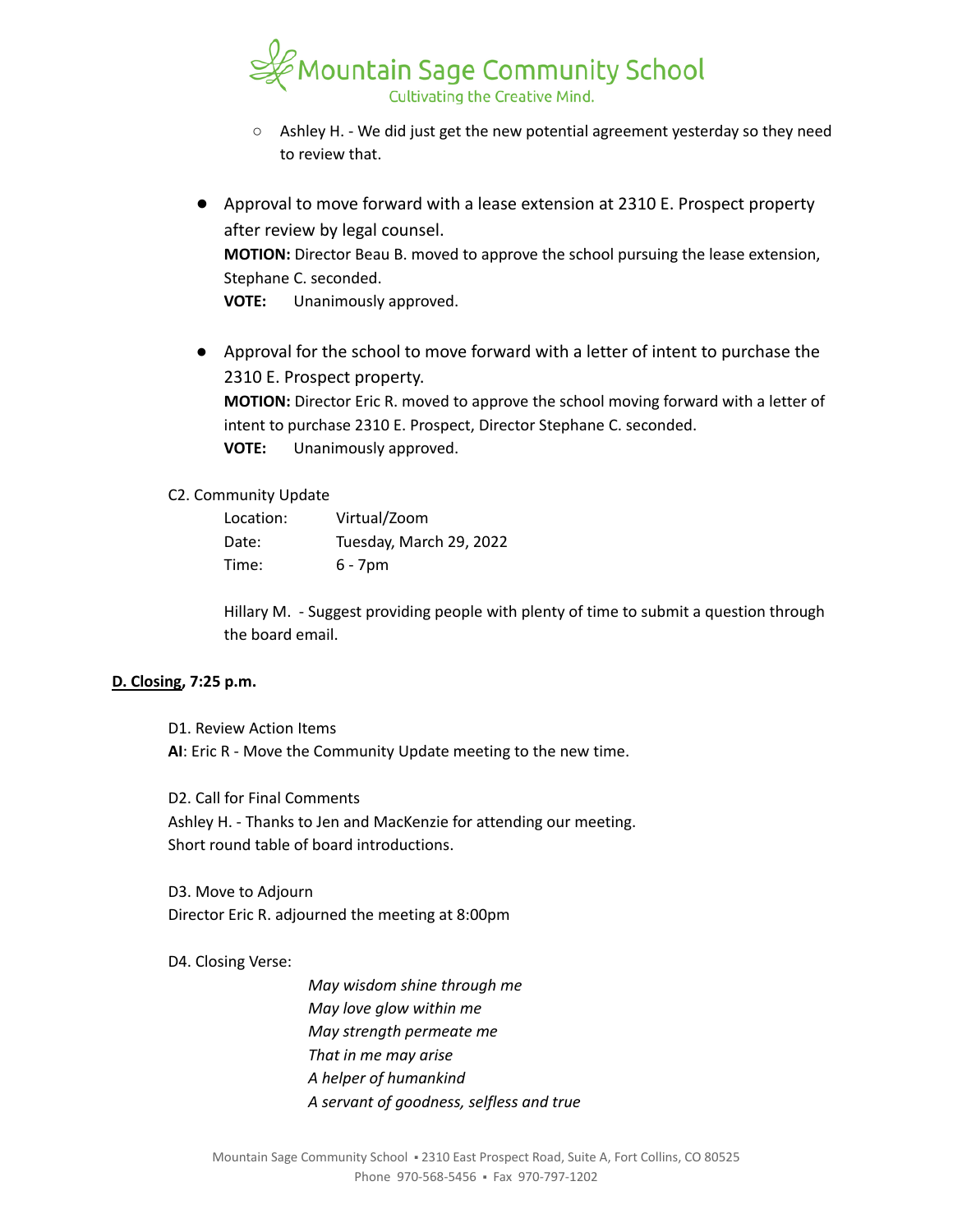- Ashley H. - We did just get the new potential agreement yesterday so they need to review that.

- Approval to move forward with a lease extension at 2310 E. Prospect property after review by legal counsel.
  **MOTION:** Director Beau B. moved to approve the school pursuing the lease extension, Stephane C. seconded.
  **VOTE:** Unanimously approved.

- Approval for the school to move forward with a letter of intent to purchase the 2310 E. Prospect property.
  **MOTION:** Director Eric R. moved to approve the school moving forward with a letter of intent to purchase 2310 E. Prospect, Director Stephane C. seconded.
  **VOTE:** Unanimously approved.

C2. Community Update

| | |
|---|---|
| Location: | Virtual/Zoom |
| Date: | Tuesday, March 29, 2022 |
| Time: | 6 - 7pm |

Hillary M. - Suggest providing people with plenty of time to submit a question through the board email.

**D. Closing, 7:25 p.m.**

D1. Review Action Items
**AI**: Eric R - Move the Community Update meeting to the new time.

D2. Call for Final Comments
Ashley H. - Thanks to Jen and MacKenzie for attending our meeting.
Short round table of board introductions.

D3. Move to Adjourn
Director Eric R. adjourned the meeting at 8:00pm

D4. Closing Verse:

*May wisdom shine through me*
*May love glow within me*
*May strength permeate me*
*That in me may arise*
*A helper of humankind*
*A servant of goodness, selfless and true*